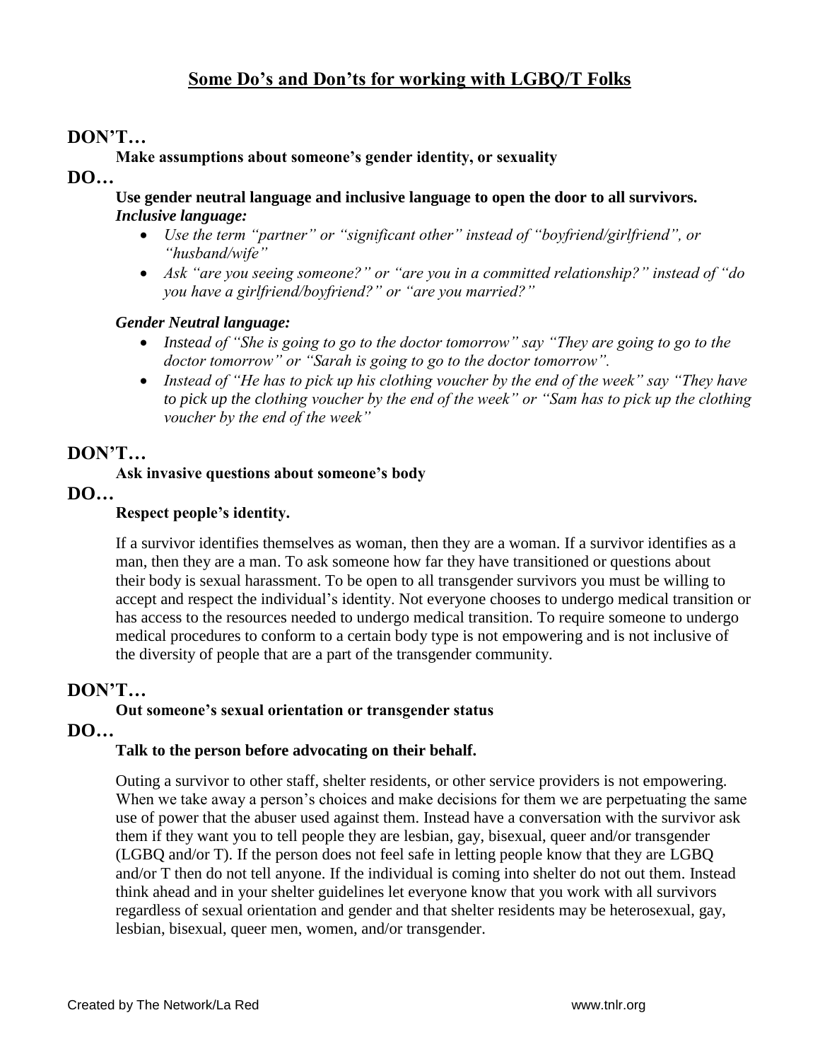# Some Do's and Don'ts for working with LGBQ/T Folks

## DON'T…

**Make assumptions about someone's gender identity, or sexuality**

## DO…

**Use gender neutral language and inclusive language to open the door to all survivors.**

***Inclusive language:***

- *Use the term "partner" or "significant other" instead of "boyfriend/girlfriend", or "husband/wife"*
- *Ask "are you seeing someone?" or "are you in a committed relationship?" instead of "do you have a girlfriend/boyfriend?" or "are you married?"*

***Gender Neutral language:***

- *Instead of "She is going to go to the doctor tomorrow" say "They are going to go to the doctor tomorrow" or "Sarah is going to go to the doctor tomorrow".*
- *Instead of "He has to pick up his clothing voucher by the end of the week" say "They have to pick up the clothing voucher by the end of the week" or "Sam has to pick up the clothing voucher by the end of the week"*

## DON'T…

**Ask invasive questions about someone's body**

## DO…

**Respect people's identity.**

If a survivor identifies themselves as woman, then they are a woman. If a survivor identifies as a man, then they are a man. To ask someone how far they have transitioned or questions about their body is sexual harassment. To be open to all transgender survivors you must be willing to accept and respect the individual's identity. Not everyone chooses to undergo medical transition or has access to the resources needed to undergo medical transition. To require someone to undergo medical procedures to conform to a certain body type is not empowering and is not inclusive of the diversity of people that are a part of the transgender community.

## DON'T…

**Out someone's sexual orientation or transgender status**

## DO…

**Talk to the person before advocating on their behalf.**

Outing a survivor to other staff, shelter residents, or other service providers is not empowering. When we take away a person's choices and make decisions for them we are perpetuating the same use of power that the abuser used against them. Instead have a conversation with the survivor ask them if they want you to tell people they are lesbian, gay, bisexual, queer and/or transgender (LGBQ and/or T). If the person does not feel safe in letting people know that they are LGBQ and/or T then do not tell anyone. If the individual is coming into shelter do not out them. Instead think ahead and in your shelter guidelines let everyone know that you work with all survivors regardless of sexual orientation and gender and that shelter residents may be heterosexual, gay, lesbian, bisexual, queer men, women, and/or transgender.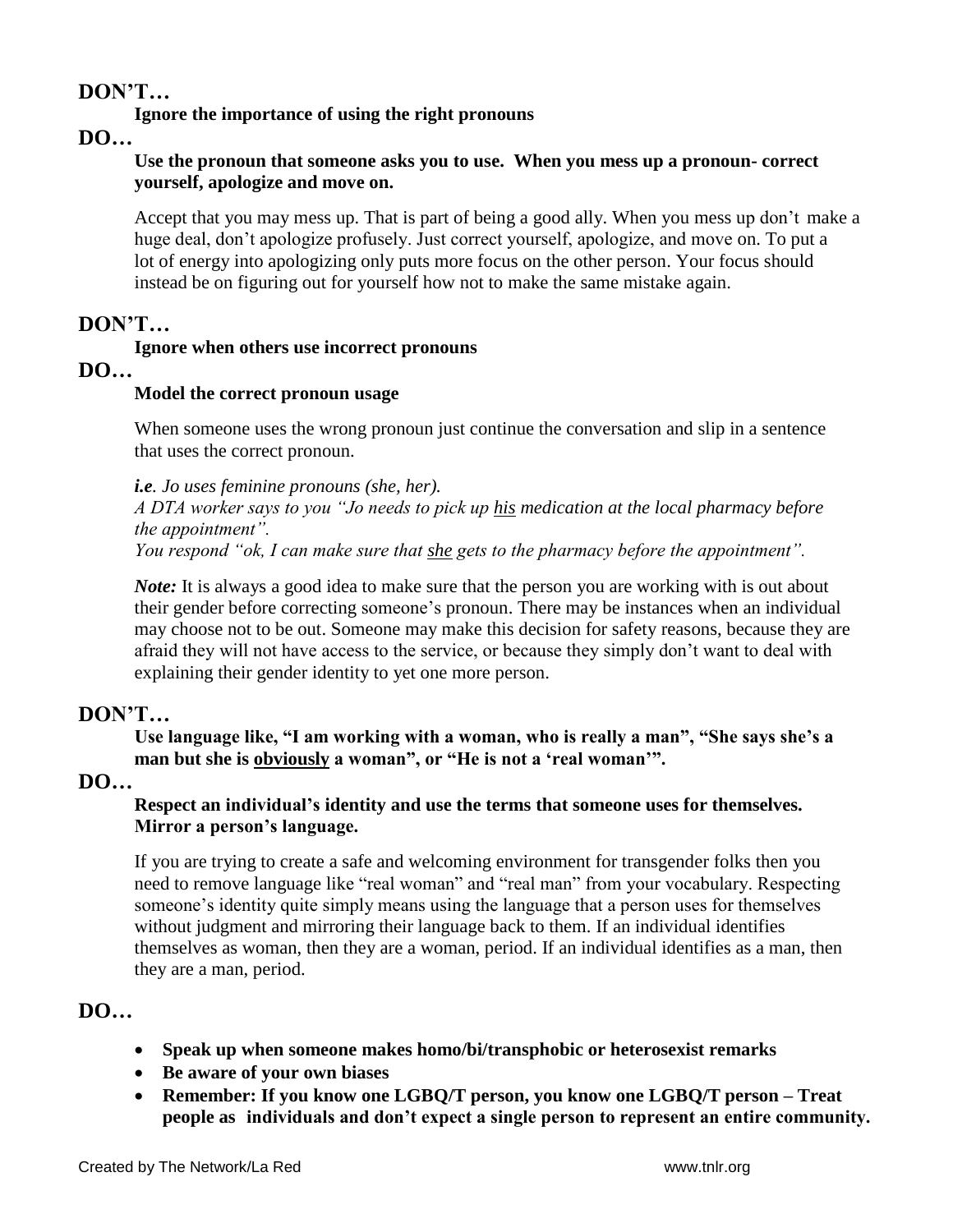**DON'T…**

**Ignore the importance of using the right pronouns**

**DO…**

**Use the pronoun that someone asks you to use. When you mess up a pronoun- correct yourself, apologize and move on.**

Accept that you may mess up. That is part of being a good ally. When you mess up don't make a huge deal, don't apologize profusely. Just correct yourself, apologize, and move on. To put a lot of energy into apologizing only puts more focus on the other person. Your focus should instead be on figuring out for yourself how not to make the same mistake again.

**DON'T…**

**Ignore when others use incorrect pronouns**

**DO…**

**Model the correct pronoun usage**

When someone uses the wrong pronoun just continue the conversation and slip in a sentence that uses the correct pronoun.

***i.e**. Jo uses feminine pronouns (she, her).*
*A DTA worker says to you "Jo needs to pick up <u>his</u> medication at the local pharmacy before the appointment".*
*You respond "ok, I can make sure that <u>she</u> gets to the pharmacy before the appointment".*

***Note:*** It is always a good idea to make sure that the person you are working with is out about their gender before correcting someone's pronoun. There may be instances when an individual may choose not to be out. Someone may make this decision for safety reasons, because they are afraid they will not have access to the service, or because they simply don't want to deal with explaining their gender identity to yet one more person.

**DON'T…**

**Use language like, "I am working with a woman, who is really a man", "She says she's a man but she is <u>obviously</u> a woman", or "He is not a 'real woman'".**

**DO…**

**Respect an individual's identity and use the terms that someone uses for themselves. Mirror a person's language.**

If you are trying to create a safe and welcoming environment for transgender folks then you need to remove language like "real woman" and "real man" from your vocabulary. Respecting someone's identity quite simply means using the language that a person uses for themselves without judgment and mirroring their language back to them. If an individual identifies themselves as woman, then they are a woman, period. If an individual identifies as a man, then they are a man, period.

**DO…**

- **Speak up when someone makes homo/bi/transphobic or heterosexist remarks**
- **Be aware of your own biases**
- **Remember: If you know one LGBQ/T person, you know one LGBQ/T person – Treat people as individuals and don't expect a single person to represent an entire community.**